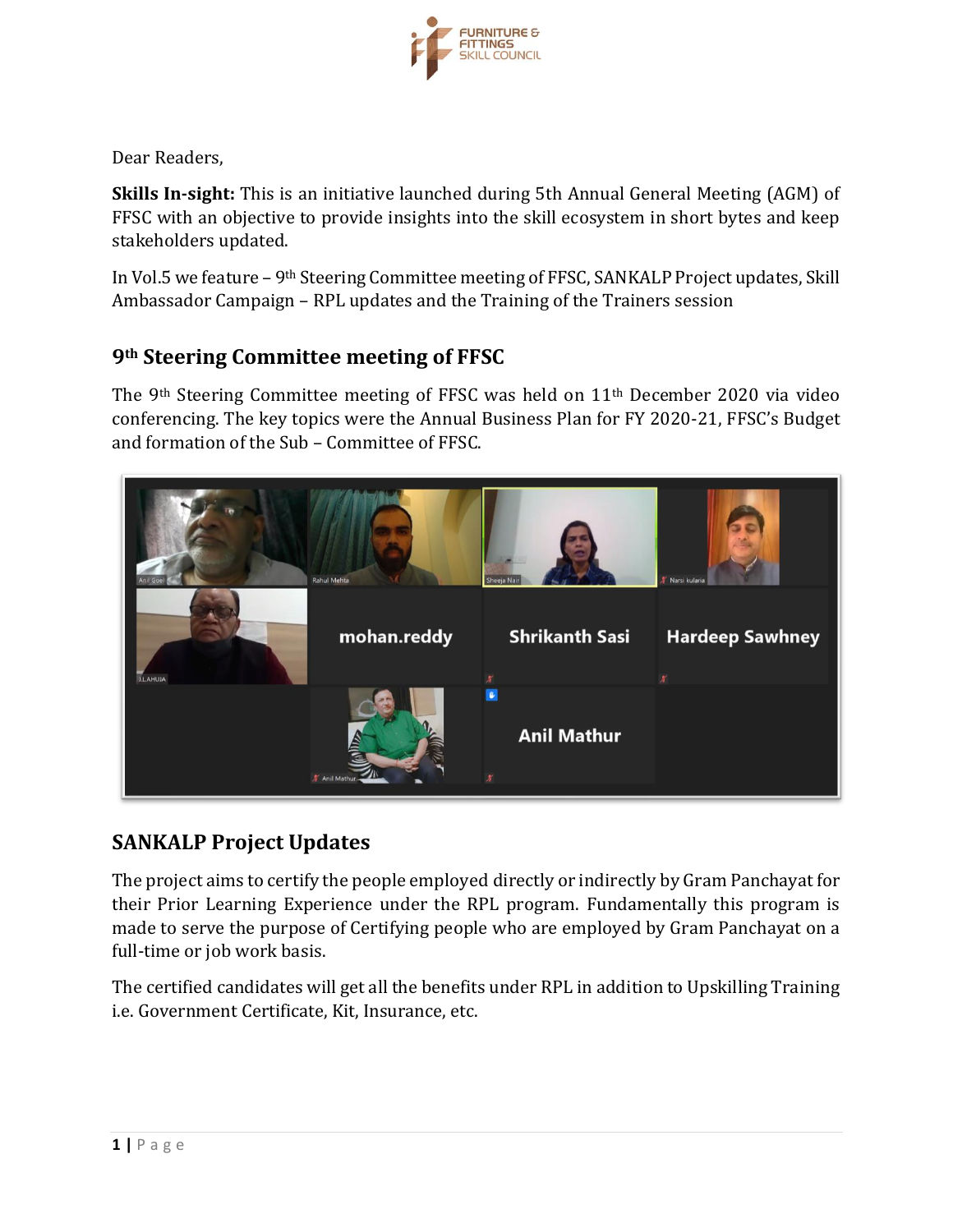Dear Readers,

**Skills In-sight:** This is an initiative launched during 5th Annual General Meeting (AGM) of FFSC with an objective to provide insights into the skill ecosystem in short bytes and keep stakeholders updated.

In Vol.5 we feature – 9th Steering Committee meeting of FFSC, SANKALP Project updates, Skill Ambassador Campaign – RPL updates and the Training of the Trainers session

## 9th Steering Committee meeting of FFSC

The 9th Steering Committee meeting of FFSC was held on 11th December 2020 via video conferencing. The key topics were the Annual Business Plan for FY 2020-21, FFSC's Budget and formation of the Sub – Committee of FFSC.

## SANKALP Project Updates

The project aims to certify the people employed directly or indirectly by Gram Panchayat for their Prior Learning Experience under the RPL program. Fundamentally this program is made to serve the purpose of Certifying people who are employed by Gram Panchayat on a full-time or job work basis.

The certified candidates will get all the benefits under RPL in addition to Upskilling Training i.e. Government Certificate, Kit, Insurance, etc.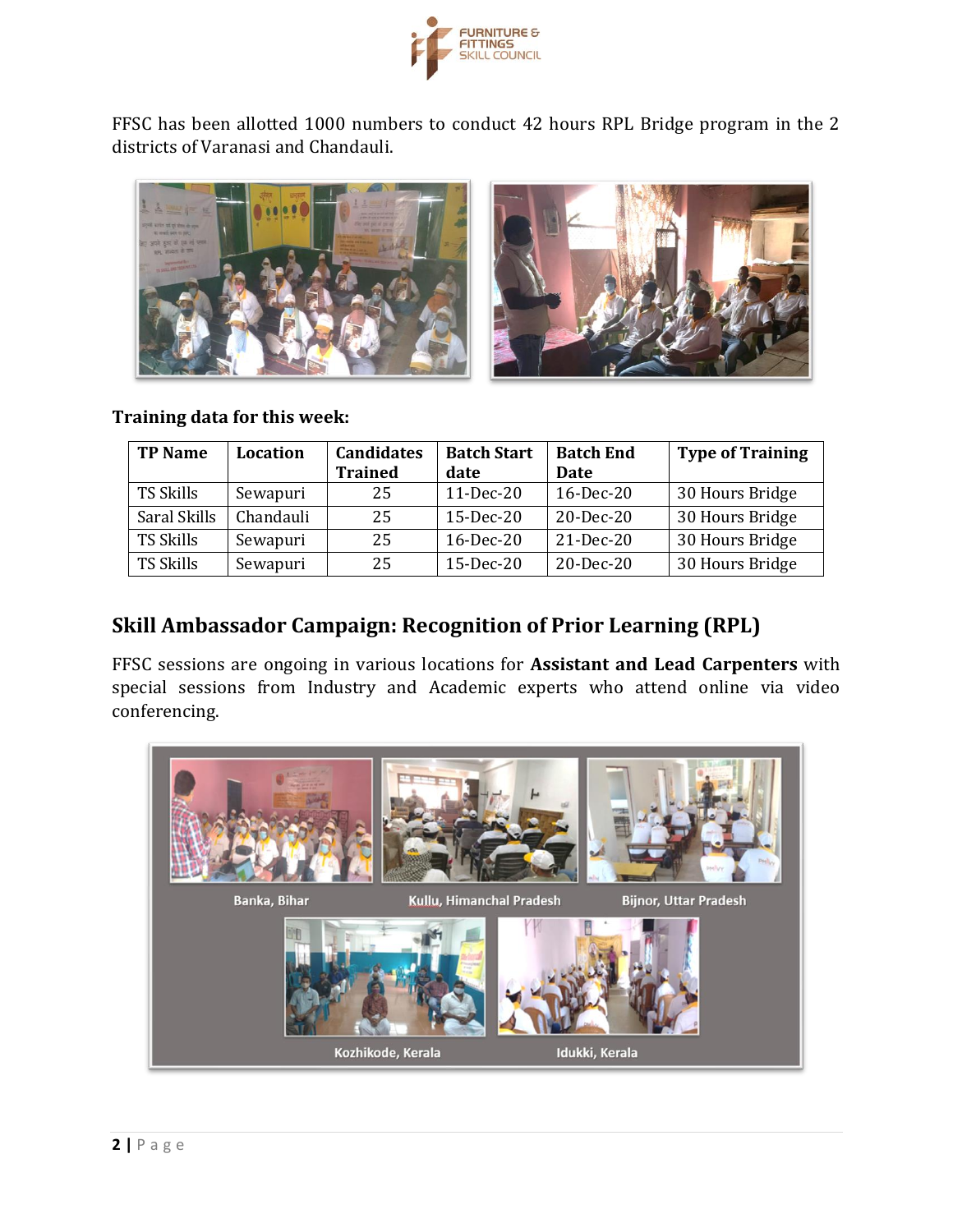FFSC has been allotted 1000 numbers to conduct 42 hours RPL Bridge program in the 2 districts of Varanasi and Chandauli.

**Training data for this week:**

| TP Name | Location | Candidates Trained | Batch Start date | Batch End Date | Type of Training |
|---|---|---|---|---|---|
| TS Skills | Sewapuri | 25 | 11-Dec-20 | 16-Dec-20 | 30 Hours Bridge |
| Saral Skills | Chandauli | 25 | 15-Dec-20 | 20-Dec-20 | 30 Hours Bridge |
| TS Skills | Sewapuri | 25 | 16-Dec-20 | 21-Dec-20 | 30 Hours Bridge |
| TS Skills | Sewapuri | 25 | 15-Dec-20 | 20-Dec-20 | 30 Hours Bridge |

## Skill Ambassador Campaign: Recognition of Prior Learning (RPL)

FFSC sessions are ongoing in various locations for **Assistant and Lead Carpenters** with special sessions from Industry and Academic experts who attend online via video conferencing.

Banka, Bihar

Kullu, Himanchal Pradesh

Bijnor, Uttar Pradesh

Kozhikode, Kerala

Idukki, Kerala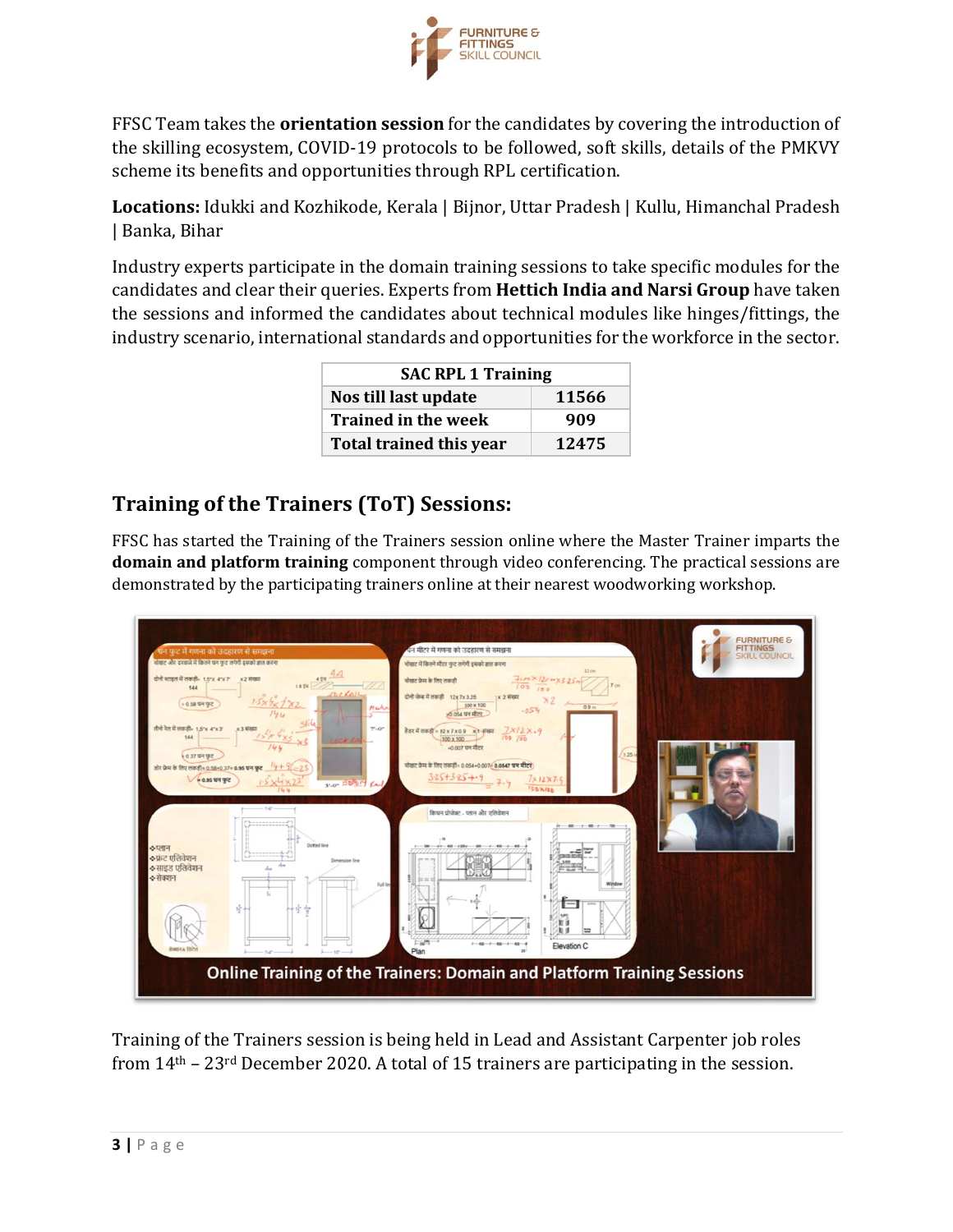FFSC Team takes the **orientation session** for the candidates by covering the introduction of the skilling ecosystem, COVID-19 protocols to be followed, soft skills, details of the PMKVY scheme its benefits and opportunities through RPL certification.

**Locations:** Idukki and Kozhikode, Kerala | Bijnor, Uttar Pradesh | Kullu, Himanchal Pradesh | Banka, Bihar

Industry experts participate in the domain training sessions to take specific modules for the candidates and clear their queries. Experts from **Hettich India and Narsi Group** have taken the sessions and informed the candidates about technical modules like hinges/fittings, the industry scenario, international standards and opportunities for the workforce in the sector.

| SAC RPL 1 Training | |
|---|---|
| Nos till last update | 11566 |
| Trained in the week | 909 |
| Total trained this year | 12475 |

## Training of the Trainers (ToT) Sessions:

FFSC has started the Training of the Trainers session online where the Master Trainer imparts the **domain and platform training** component through video conferencing. The practical sessions are demonstrated by the participating trainers online at their nearest woodworking workshop.

Online Training of the Trainers: Domain and Platform Training Sessions

Training of the Trainers session is being held in Lead and Assistant Carpenter job roles from 14th – 23rd December 2020. A total of 15 trainers are participating in the session.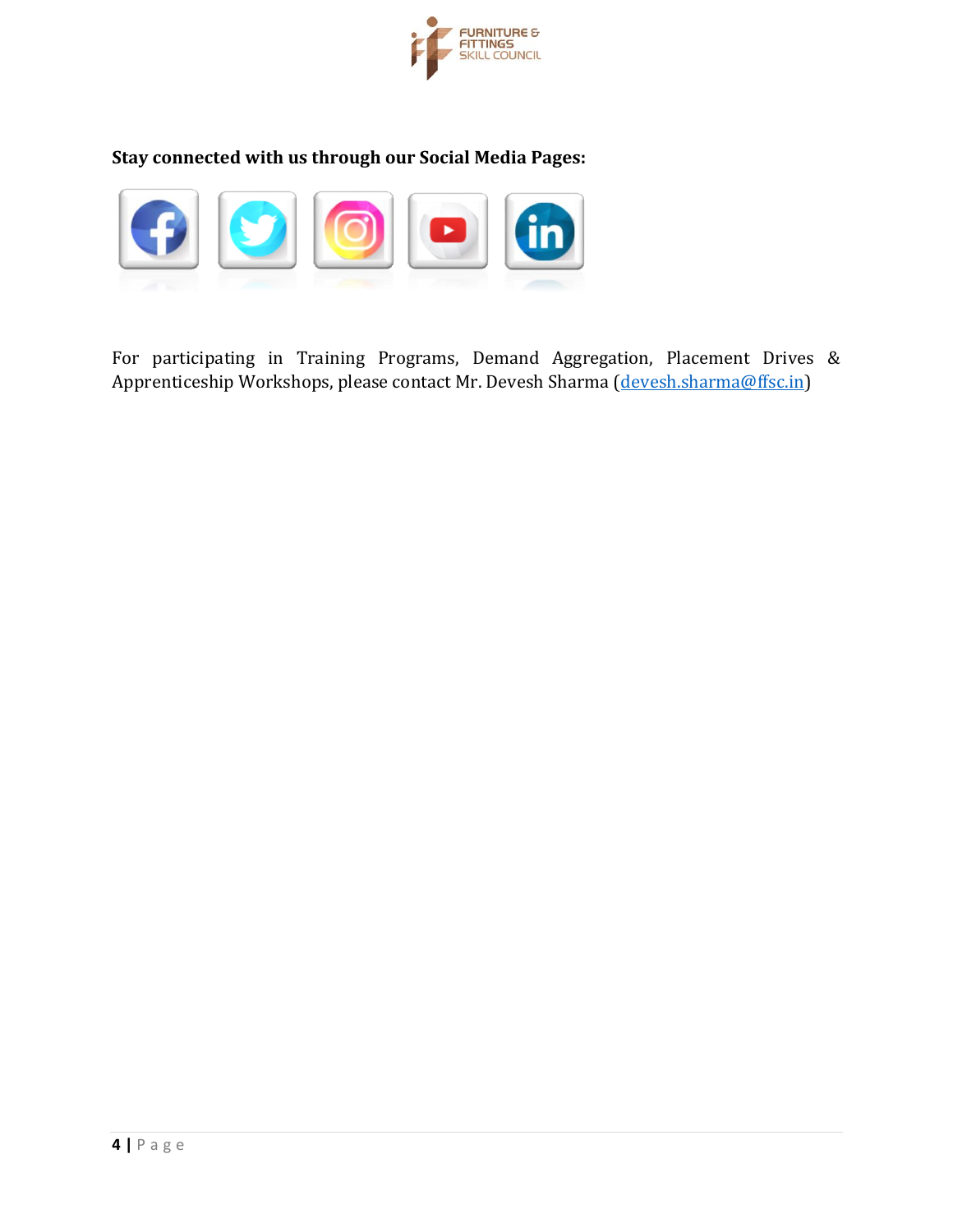**Stay connected with us through our Social Media Pages:**

For participating in Training Programs, Demand Aggregation, Placement Drives & Apprenticeship Workshops, please contact Mr. Devesh Sharma (devesh.sharma@ffsc.in)